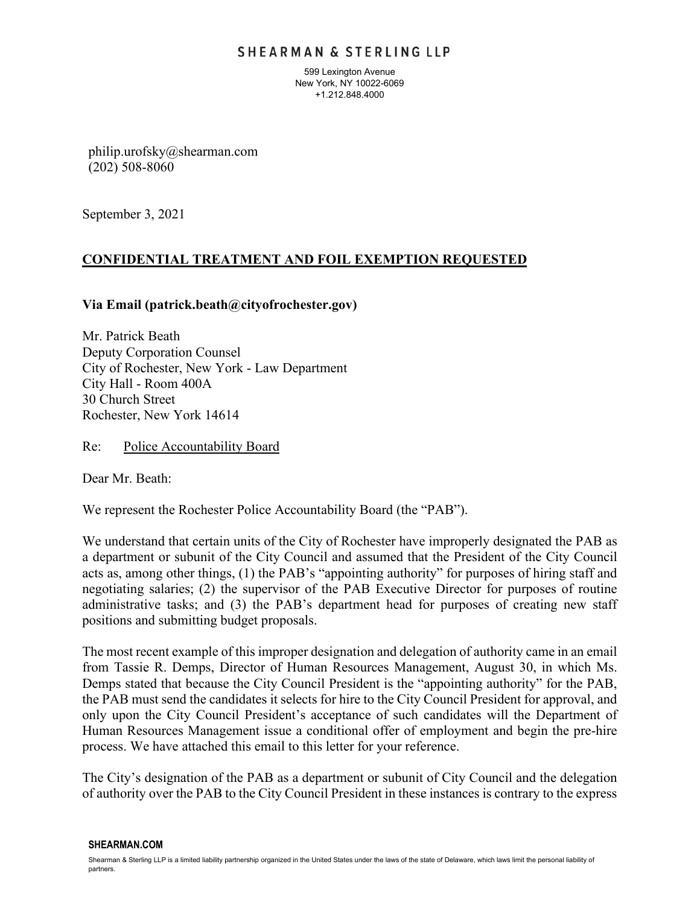# SHEARMAN & STERLING LLP

599 Lexington Avenue
New York, NY 10022-6069
+1.212.848.4000

philip.urofsky@shearman.com
(202) 508-8060

September 3, 2021

**<u>CONFIDENTIAL TREATMENT AND FOIL EXEMPTION REQUESTED</u>**

**Via Email (patrick.beath@cityofrochester.gov)**

Mr. Patrick Beath
Deputy Corporation Counsel
City of Rochester, New York - Law Department
City Hall - Room 400A
30 Church Street
Rochester, New York 14614

Re: <u>Police Accountability Board</u>

Dear Mr. Beath:

We represent the Rochester Police Accountability Board (the "PAB").

We understand that certain units of the City of Rochester have improperly designated the PAB as a department or subunit of the City Council and assumed that the President of the City Council acts as, among other things, (1) the PAB's "appointing authority" for purposes of hiring staff and negotiating salaries; (2) the supervisor of the PAB Executive Director for purposes of routine administrative tasks; and (3) the PAB's department head for purposes of creating new staff positions and submitting budget proposals.

The most recent example of this improper designation and delegation of authority came in an email from Tassie R. Demps, Director of Human Resources Management, August 30, in which Ms. Demps stated that because the City Council President is the "appointing authority" for the PAB, the PAB must send the candidates it selects for hire to the City Council President for approval, and only upon the City Council President's acceptance of such candidates will the Department of Human Resources Management issue a conditional offer of employment and begin the pre-hire process. We have attached this email to this letter for your reference.

The City's designation of the PAB as a department or subunit of City Council and the delegation of authority over the PAB to the City Council President in these instances is contrary to the express

**SHEARMAN.COM**

Shearman & Sterling LLP is a limited liability partnership organized in the United States under the laws of the state of Delaware, which laws limit the personal liability of partners.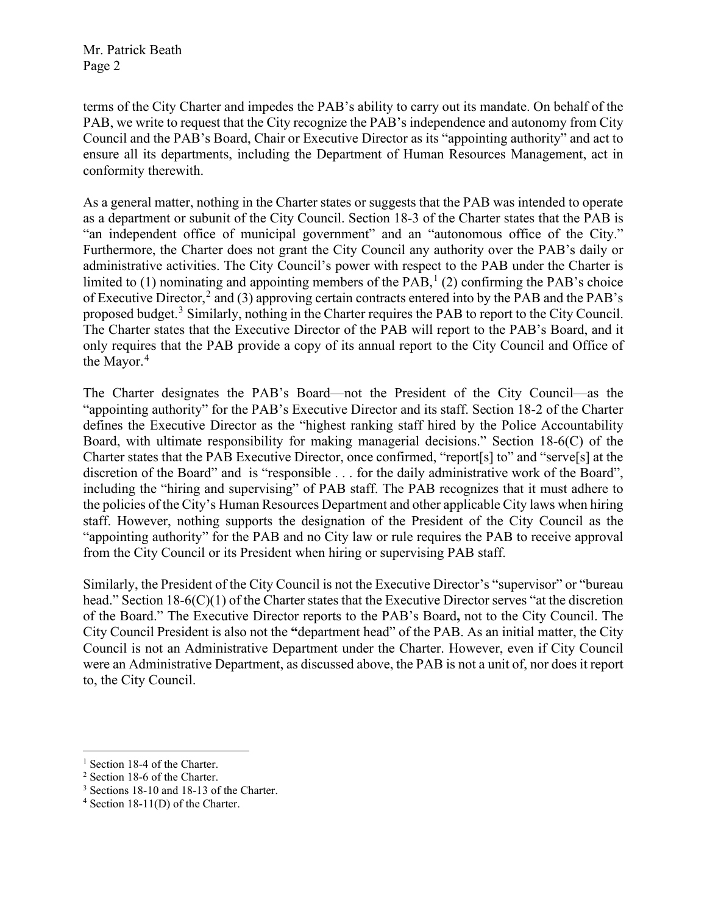terms of the City Charter and impedes the PAB's ability to carry out its mandate. On behalf of the PAB, we write to request that the City recognize the PAB's independence and autonomy from City Council and the PAB's Board, Chair or Executive Director as its "appointing authority" and act to ensure all its departments, including the Department of Human Resources Management, act in conformity therewith.

As a general matter, nothing in the Charter states or suggests that the PAB was intended to operate as a department or subunit of the City Council. Section 18-3 of the Charter states that the PAB is "an independent office of municipal government" and an "autonomous office of the City." Furthermore, the Charter does not grant the City Council any authority over the PAB's daily or administrative activities. The City Council's power with respect to the PAB under the Charter is limited to (1) nominating and appointing members of the PAB,[1] (2) confirming the PAB's choice of Executive Director,[2] and (3) approving certain contracts entered into by the PAB and the PAB's proposed budget.[3] Similarly, nothing in the Charter requires the PAB to report to the City Council. The Charter states that the Executive Director of the PAB will report to the PAB's Board, and it only requires that the PAB provide a copy of its annual report to the City Council and Office of the Mayor.[4]

The Charter designates the PAB's Board—not the President of the City Council—as the "appointing authority" for the PAB's Executive Director and its staff. Section 18-2 of the Charter defines the Executive Director as the "highest ranking staff hired by the Police Accountability Board, with ultimate responsibility for making managerial decisions." Section 18-6(C) of the Charter states that the PAB Executive Director, once confirmed, "report[s] to" and "serve[s] at the discretion of the Board" and is "responsible . . . for the daily administrative work of the Board", including the "hiring and supervising" of PAB staff. The PAB recognizes that it must adhere to the policies of the City's Human Resources Department and other applicable City laws when hiring staff. However, nothing supports the designation of the President of the City Council as the "appointing authority" for the PAB and no City law or rule requires the PAB to receive approval from the City Council or its President when hiring or supervising PAB staff.

Similarly, the President of the City Council is not the Executive Director's "supervisor" or "bureau head." Section 18-6(C)(1) of the Charter states that the Executive Director serves "at the discretion of the Board." The Executive Director reports to the PAB's Board**,** not to the City Council. The City Council President is also not the **"**department head" of the PAB. As an initial matter, the City Council is not an Administrative Department under the Charter. However, even if City Council were an Administrative Department, as discussed above, the PAB is not a unit of, nor does it report to, the City Council.

---

[1] Section 18-4 of the Charter.

[2] Section 18-6 of the Charter.

[3] Sections 18-10 and 18-13 of the Charter.

[4] Section 18-11(D) of the Charter.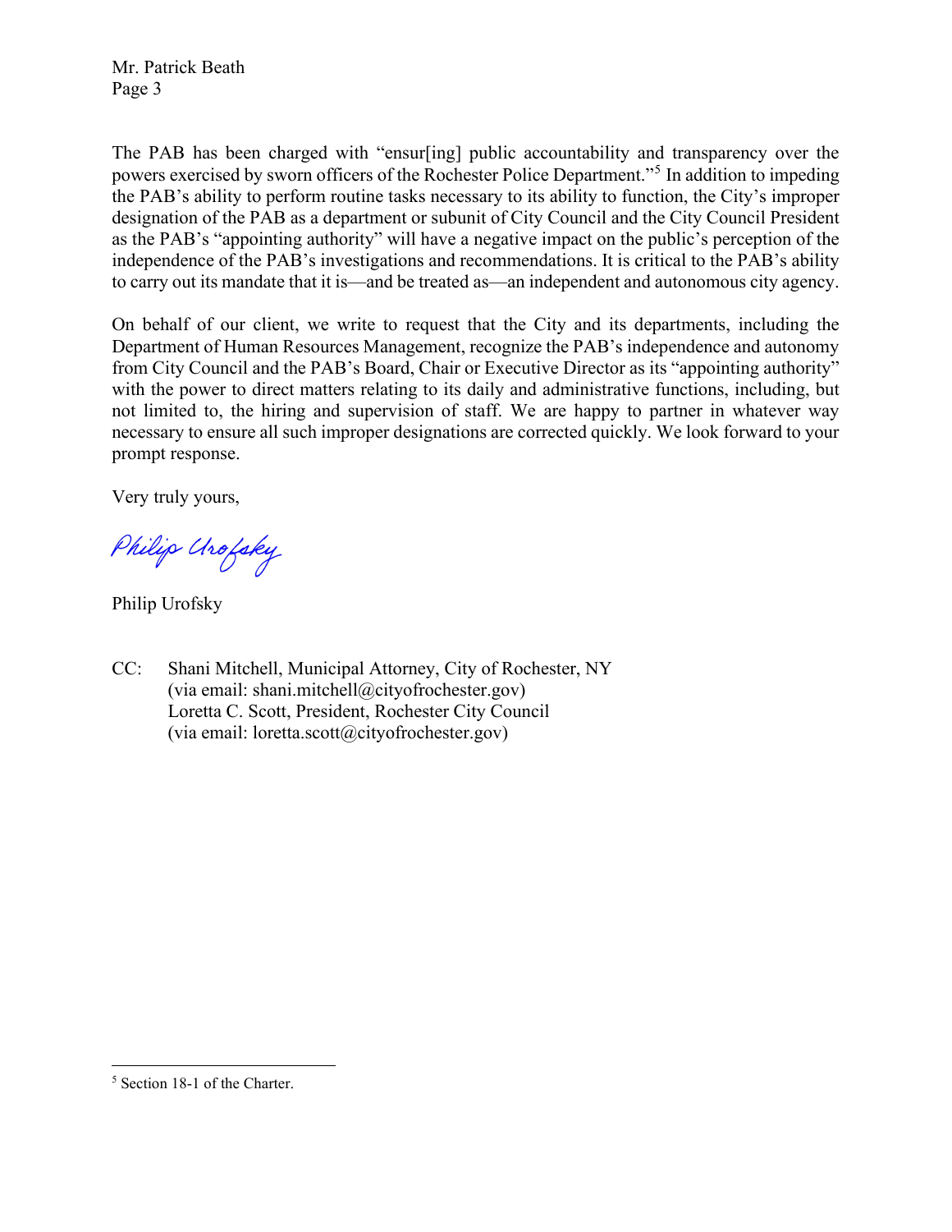The PAB has been charged with "ensur[ing] public accountability and transparency over the powers exercised by sworn officers of the Rochester Police Department."[5] In addition to impeding the PAB's ability to perform routine tasks necessary to its ability to function, the City's improper designation of the PAB as a department or subunit of City Council and the City Council President as the PAB's "appointing authority" will have a negative impact on the public's perception of the independence of the PAB's investigations and recommendations. It is critical to the PAB's ability to carry out its mandate that it is—and be treated as—an independent and autonomous city agency.

On behalf of our client, we write to request that the City and its departments, including the Department of Human Resources Management, recognize the PAB's independence and autonomy from City Council and the PAB's Board, Chair or Executive Director as its "appointing authority" with the power to direct matters relating to its daily and administrative functions, including, but not limited to, the hiring and supervision of staff. We are happy to partner in whatever way necessary to ensure all such improper designations are corrected quickly. We look forward to your prompt response.

Very truly yours,

*Philip Urofsky*

Philip Urofsky

CC: Shani Mitchell, Municipal Attorney, City of Rochester, NY
(via email: shani.mitchell@cityofrochester.gov)
Loretta C. Scott, President, Rochester City Council
(via email: loretta.scott@cityofrochester.gov)

---

[5] Section 18-1 of the Charter.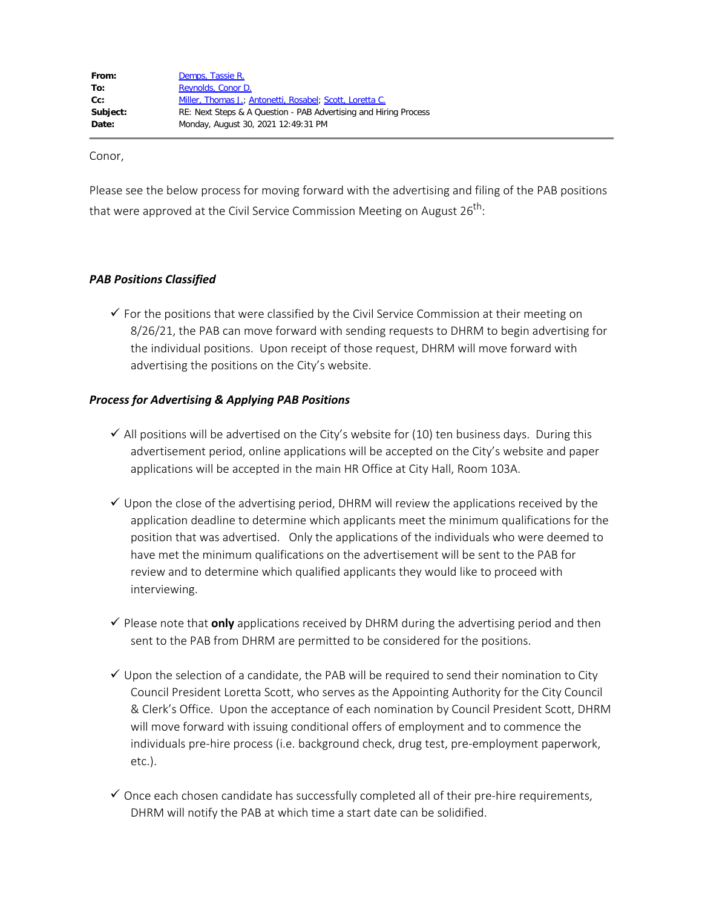| | |
|---|---|
| **From:** | Demps, Tassie R. |
| **To:** | Reynolds, Conor D. |
| **Cc:** | Miller, Thomas J.; Antonetti, Rosabel; Scott, Loretta C. |
| **Subject:** | RE: Next Steps & A Question - PAB Advertising and Hiring Process |
| **Date:** | Monday, August 30, 2021 12:49:31 PM |

Conor,

Please see the below process for moving forward with the advertising and filing of the PAB positions that were approved at the Civil Service Commission Meeting on August 26th:

***PAB Positions Classified***

- ✓ For the positions that were classified by the Civil Service Commission at their meeting on 8/26/21, the PAB can move forward with sending requests to DHRM to begin advertising for the individual positions. Upon receipt of those request, DHRM will move forward with advertising the positions on the City's website.

***Process for Advertising & Applying PAB Positions***

- ✓ All positions will be advertised on the City's website for (10) ten business days. During this advertisement period, online applications will be accepted on the City's website and paper applications will be accepted in the main HR Office at City Hall, Room 103A.

- ✓ Upon the close of the advertising period, DHRM will review the applications received by the application deadline to determine which applicants meet the minimum qualifications for the position that was advertised. Only the applications of the individuals who were deemed to have met the minimum qualifications on the advertisement will be sent to the PAB for review and to determine which qualified applicants they would like to proceed with interviewing.

- ✓ Please note that **only** applications received by DHRM during the advertising period and then sent to the PAB from DHRM are permitted to be considered for the positions.

- ✓ Upon the selection of a candidate, the PAB will be required to send their nomination to City Council President Loretta Scott, who serves as the Appointing Authority for the City Council & Clerk's Office. Upon the acceptance of each nomination by Council President Scott, DHRM will move forward with issuing conditional offers of employment and to commence the individuals pre-hire process (i.e. background check, drug test, pre-employment paperwork, etc.).

- ✓ Once each chosen candidate has successfully completed all of their pre-hire requirements, DHRM will notify the PAB at which time a start date can be solidified.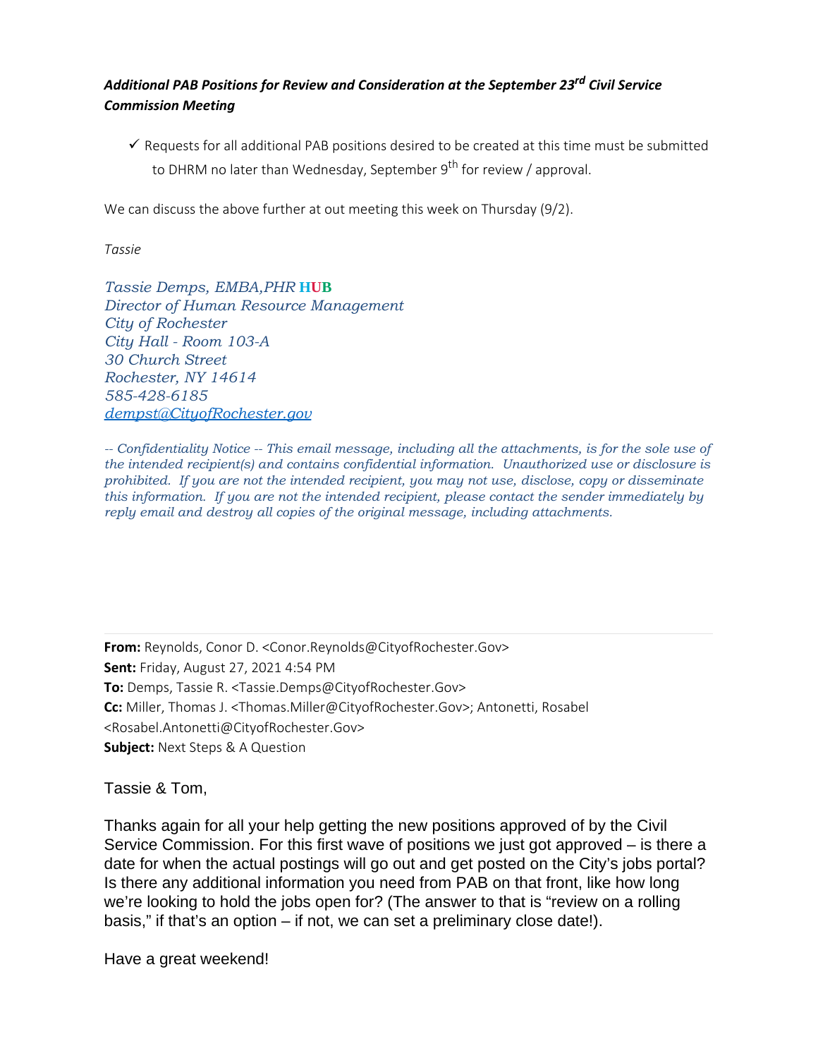***Additional PAB Positions for Review and Consideration at the September 23rd Civil Service Commission Meeting***

- ✓ Requests for all additional PAB positions desired to be created at this time must be submitted to DHRM no later than Wednesday, September 9th for review / approval.

We can discuss the above further at out meeting this week on Thursday (9/2).

*Tassie*

*Tassie Demps, EMBA,PHR* **HUB**
*Director of Human Resource Management*
*City of Rochester*
*City Hall - Room 103-A*
*30 Church Street*
*Rochester, NY 14614*
*585-428-6185*
*dempst@CityofRochester.gov*

*-- Confidentiality Notice -- This email message, including all the attachments, is for the sole use of the intended recipient(s) and contains confidential information. Unauthorized use or disclosure is prohibited. If you are not the intended recipient, you may not use, disclose, copy or disseminate this information. If you are not the intended recipient, please contact the sender immediately by reply email and destroy all copies of the original message, including attachments.*

---

**From:** Reynolds, Conor D. <Conor.Reynolds@CityofRochester.Gov>
**Sent:** Friday, August 27, 2021 4:54 PM
**To:** Demps, Tassie R. <Tassie.Demps@CityofRochester.Gov>
**Cc:** Miller, Thomas J. <Thomas.Miller@CityofRochester.Gov>; Antonetti, Rosabel <Rosabel.Antonetti@CityofRochester.Gov>
**Subject:** Next Steps & A Question

Tassie & Tom,

Thanks again for all your help getting the new positions approved of by the Civil Service Commission. For this first wave of positions we just got approved – is there a date for when the actual postings will go out and get posted on the City's jobs portal? Is there any additional information you need from PAB on that front, like how long we're looking to hold the jobs open for? (The answer to that is "review on a rolling basis," if that's an option – if not, we can set a preliminary close date!).

Have a great weekend!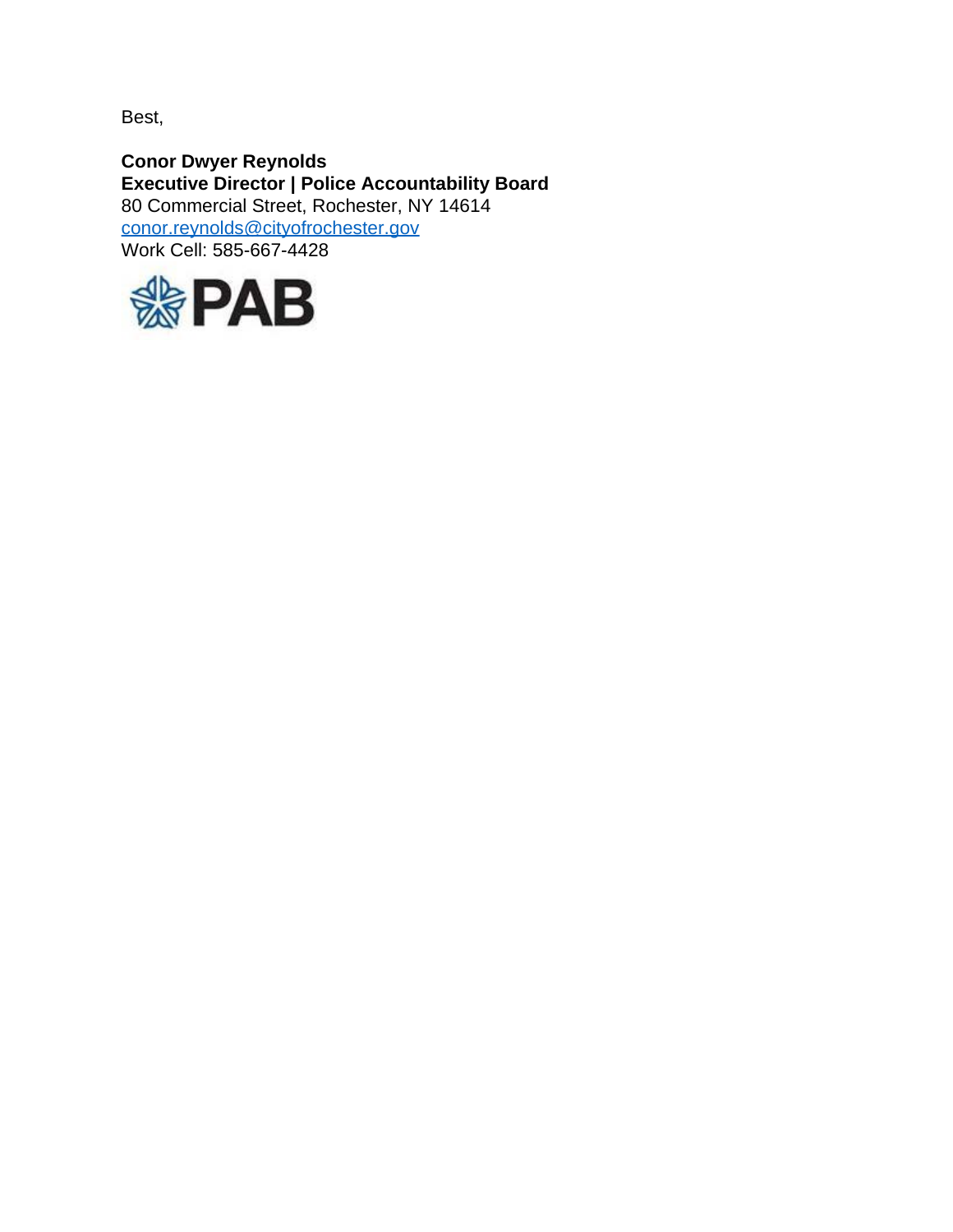Best,

**Conor Dwyer Reynolds**
**Executive Director | Police Accountability Board**
80 Commercial Street, Rochester, NY 14614
conor.reynolds@cityofrochester.gov
Work Cell: 585-667-4428

PAB